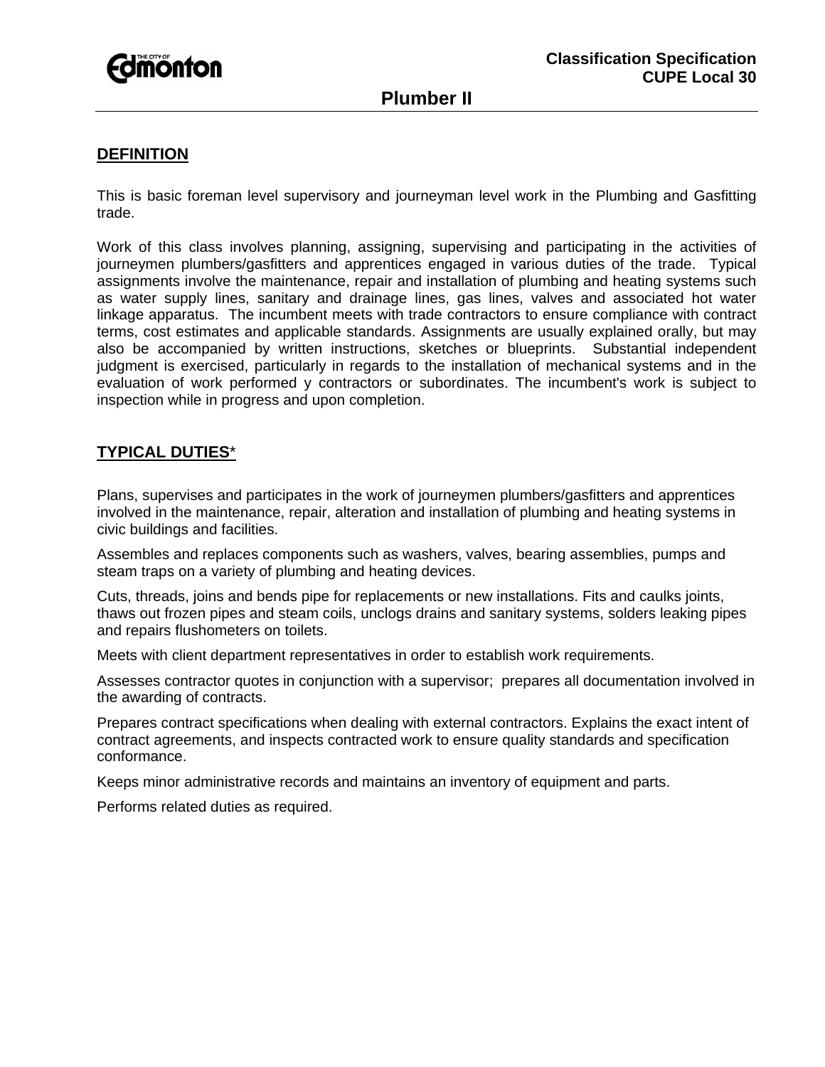Classification Specification
CUPE Local 30

# Plumber II

## DEFINITION

This is basic foreman level supervisory and journeyman level work in the Plumbing and Gasfitting trade.

Work of this class involves planning, assigning, supervising and participating in the activities of journeymen plumbers/gasfitters and apprentices engaged in various duties of the trade. Typical assignments involve the maintenance, repair and installation of plumbing and heating systems such as water supply lines, sanitary and drainage lines, gas lines, valves and associated hot water linkage apparatus. The incumbent meets with trade contractors to ensure compliance with contract terms, cost estimates and applicable standards. Assignments are usually explained orally, but may also be accompanied by written instructions, sketches or blueprints. Substantial independent judgment is exercised, particularly in regards to the installation of mechanical systems and in the evaluation of work performed y contractors or subordinates. The incumbent's work is subject to inspection while in progress and upon completion.

## TYPICAL DUTIES*

Plans, supervises and participates in the work of journeymen plumbers/gasfitters and apprentices involved in the maintenance, repair, alteration and installation of plumbing and heating systems in civic buildings and facilities.

Assembles and replaces components such as washers, valves, bearing assemblies, pumps and steam traps on a variety of plumbing and heating devices.

Cuts, threads, joins and bends pipe for replacements or new installations. Fits and caulks joints, thaws out frozen pipes and steam coils, unclogs drains and sanitary systems, solders leaking pipes and repairs flushometers on toilets.

Meets with client department representatives in order to establish work requirements.

Assesses contractor quotes in conjunction with a supervisor; prepares all documentation involved in the awarding of contracts.

Prepares contract specifications when dealing with external contractors. Explains the exact intent of contract agreements, and inspects contracted work to ensure quality standards and specification conformance.

Keeps minor administrative records and maintains an inventory of equipment and parts.

Performs related duties as required.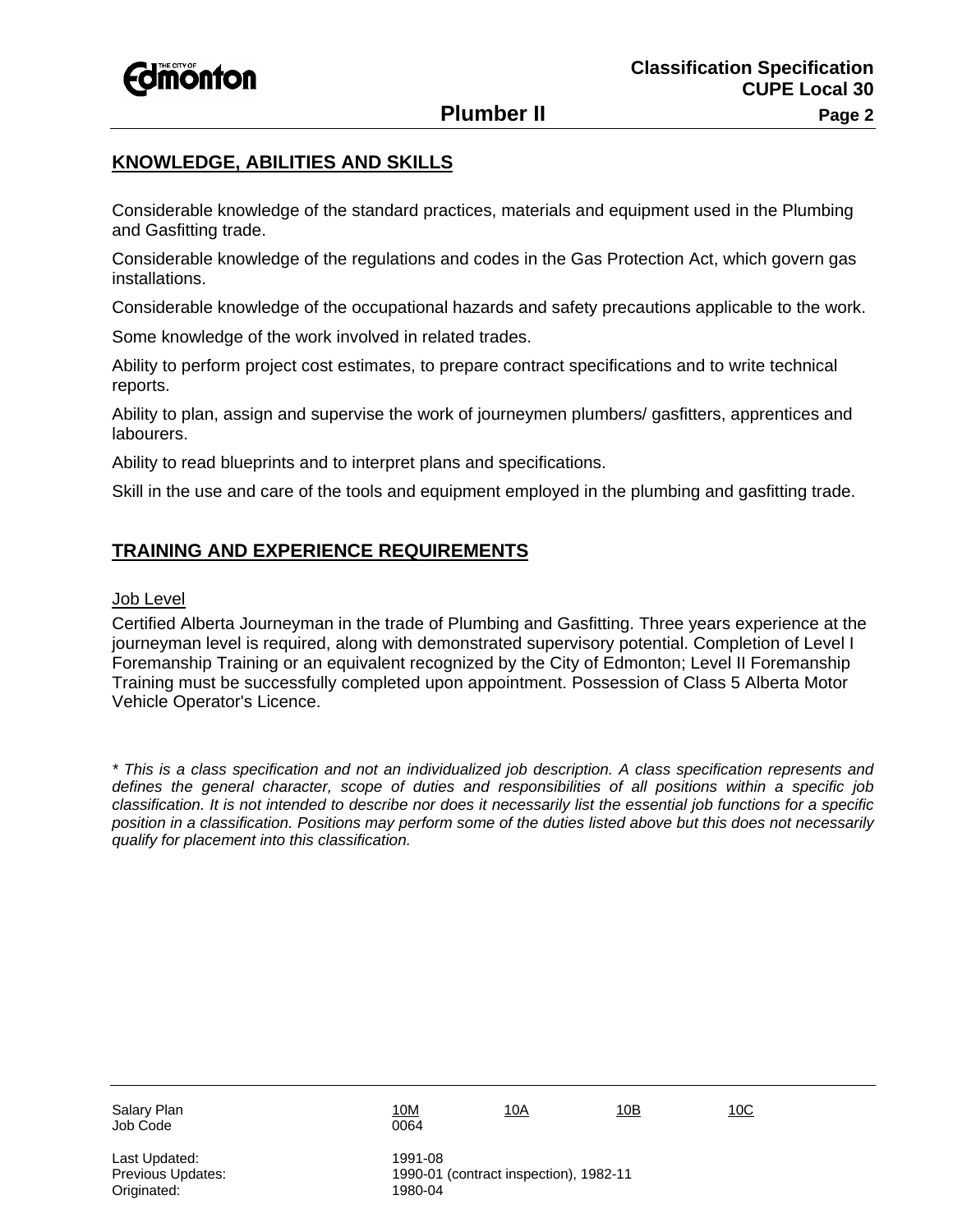## KNOWLEDGE, ABILITIES AND SKILLS

Considerable knowledge of the standard practices, materials and equipment used in the Plumbing and Gasfitting trade.

Considerable knowledge of the regulations and codes in the Gas Protection Act, which govern gas installations.

Considerable knowledge of the occupational hazards and safety precautions applicable to the work.

Some knowledge of the work involved in related trades.

Ability to perform project cost estimates, to prepare contract specifications and to write technical reports.

Ability to plan, assign and supervise the work of journeymen plumbers/ gasfitters, apprentices and labourers.

Ability to read blueprints and to interpret plans and specifications.

Skill in the use and care of the tools and equipment employed in the plumbing and gasfitting trade.

## TRAINING AND EXPERIENCE REQUIREMENTS

Job Level

Certified Alberta Journeyman in the trade of Plumbing and Gasfitting. Three years experience at the journeyman level is required, along with demonstrated supervisory potential. Completion of Level I Foremanship Training or an equivalent recognized by the City of Edmonton; Level II Foremanship Training must be successfully completed upon appointment. Possession of Class 5 Alberta Motor Vehicle Operator's Licence.

*\* This is a class specification and not an individualized job description. A class specification represents and defines the general character, scope of duties and responsibilities of all positions within a specific job classification. It is not intended to describe nor does it necessarily list the essential job functions for a specific position in a classification. Positions may perform some of the duties listed above but this does not necessarily qualify for placement into this classification.*

| | | | | |
|---|---|---|---|---|
| Salary Plan | 10M | 10A | 10B | 10C |
| Job Code | 0064 | | | |

Last Updated: 1991-08
Previous Updates: 1990-01 (contract inspection), 1982-11
Originated: 1980-04